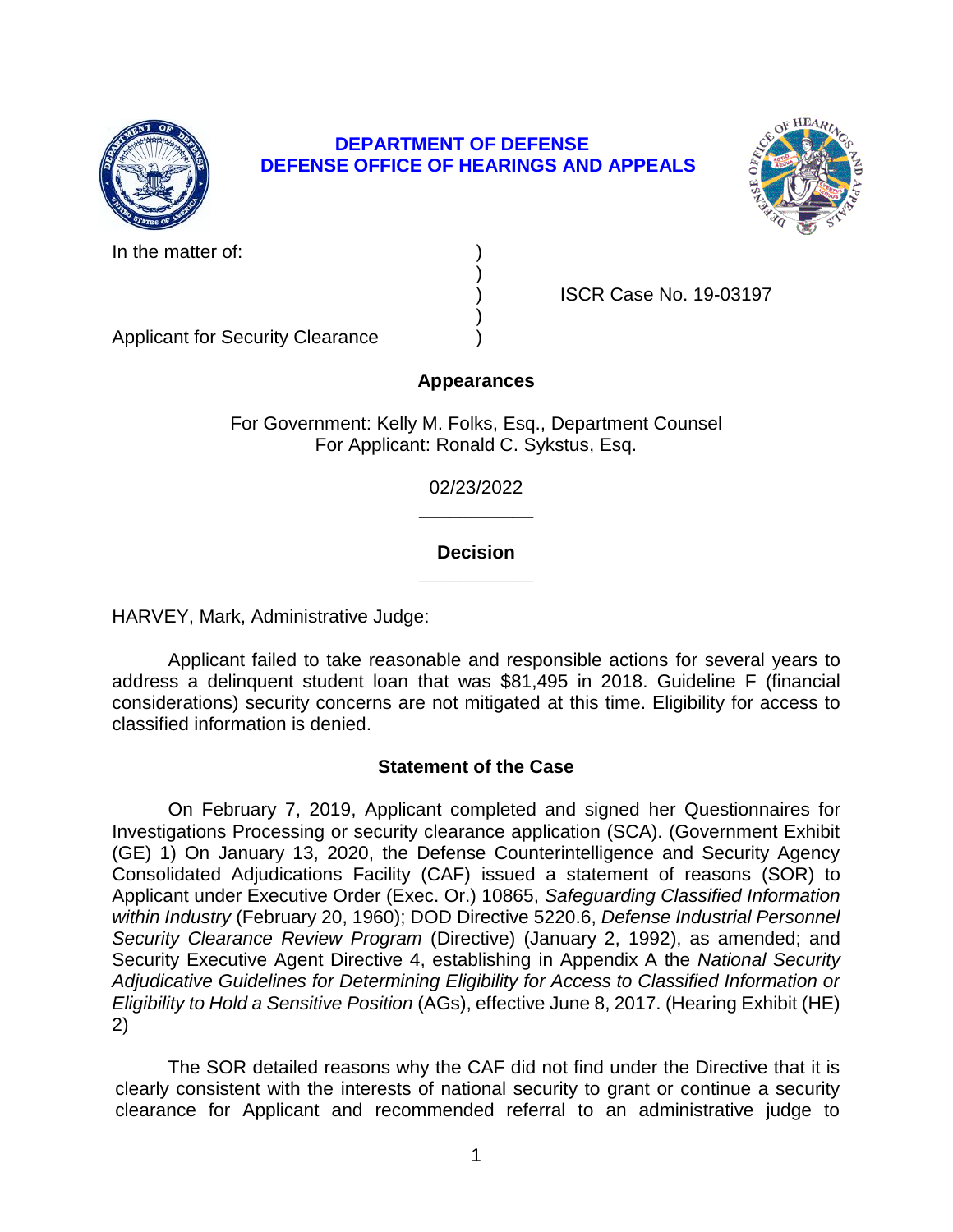**DEPARTMENT OF DEFENSE**
**DEFENSE OFFICE OF HEARINGS AND APPEALS**

| | | |
|---|---|---|
| In the matter of: | ) | |
| | ) | |
| | ) | ISCR Case No. 19-03197 |
| | ) | |
| Applicant for Security Clearance | ) | |

**Appearances**

For Government: Kelly M. Folks, Esq., Department Counsel
For Applicant: Ronald C. Sykstus, Esq.

02/23/2022

______________

**Decision**

______________

HARVEY, Mark, Administrative Judge:

Applicant failed to take reasonable and responsible actions for several years to address a delinquent student loan that was $81,495 in 2018. Guideline F (financial considerations) security concerns are not mitigated at this time. Eligibility for access to classified information is denied.

## Statement of the Case

On February 7, 2019, Applicant completed and signed her Questionnaires for Investigations Processing or security clearance application (SCA). (Government Exhibit (GE) 1) On January 13, 2020, the Defense Counterintelligence and Security Agency Consolidated Adjudications Facility (CAF) issued a statement of reasons (SOR) to Applicant under Executive Order (Exec. Or.) 10865, *Safeguarding Classified Information within Industry* (February 20, 1960); DOD Directive 5220.6, *Defense Industrial Personnel Security Clearance Review Program* (Directive) (January 2, 1992), as amended; and Security Executive Agent Directive 4, establishing in Appendix A the *National Security Adjudicative Guidelines for Determining Eligibility for Access to Classified Information or Eligibility to Hold a Sensitive Position* (AGs), effective June 8, 2017. (Hearing Exhibit (HE) 2)

The SOR detailed reasons why the CAF did not find under the Directive that it is clearly consistent with the interests of national security to grant or continue a security clearance for Applicant and recommended referral to an administrative judge to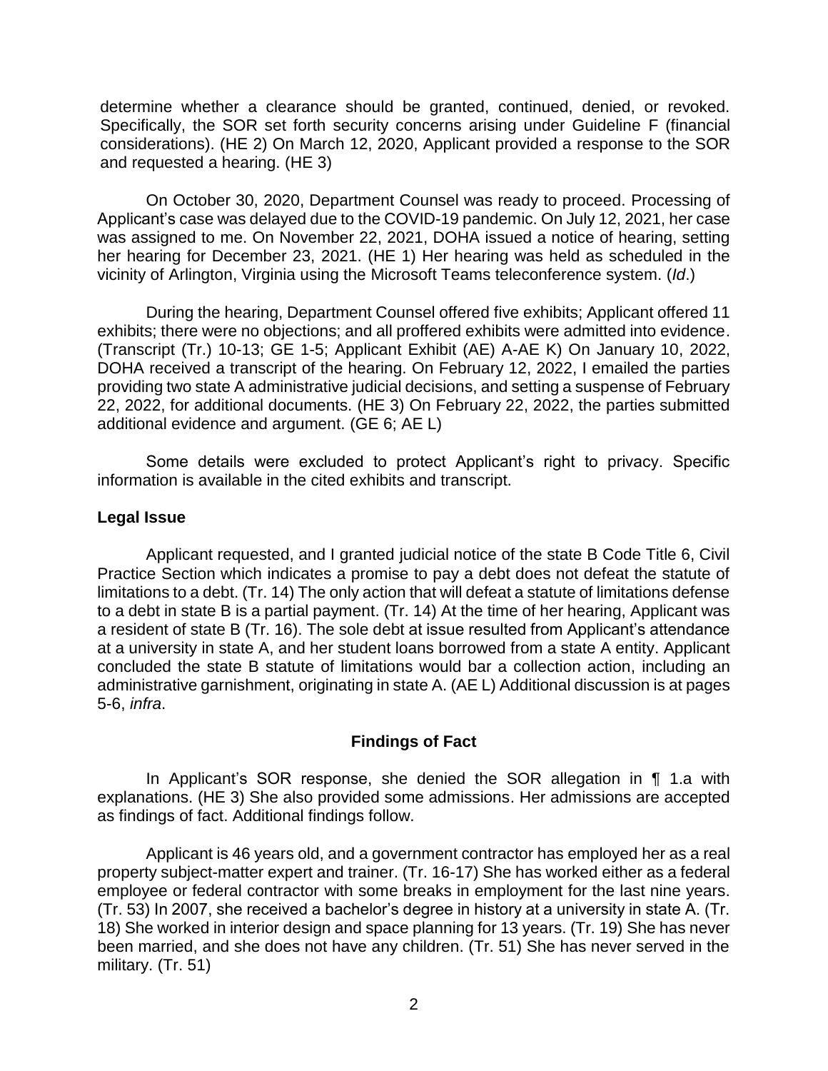determine whether a clearance should be granted, continued, denied, or revoked. Specifically, the SOR set forth security concerns arising under Guideline F (financial considerations). (HE 2) On March 12, 2020, Applicant provided a response to the SOR and requested a hearing. (HE 3)

On October 30, 2020, Department Counsel was ready to proceed. Processing of Applicant's case was delayed due to the COVID-19 pandemic. On July 12, 2021, her case was assigned to me. On November 22, 2021, DOHA issued a notice of hearing, setting her hearing for December 23, 2021. (HE 1) Her hearing was held as scheduled in the vicinity of Arlington, Virginia using the Microsoft Teams teleconference system. (*Id*.)

During the hearing, Department Counsel offered five exhibits; Applicant offered 11 exhibits; there were no objections; and all proffered exhibits were admitted into evidence. (Transcript (Tr.) 10-13; GE 1-5; Applicant Exhibit (AE) A-AE K) On January 10, 2022, DOHA received a transcript of the hearing. On February 12, 2022, I emailed the parties providing two state A administrative judicial decisions, and setting a suspense of February 22, 2022, for additional documents. (HE 3) On February 22, 2022, the parties submitted additional evidence and argument. (GE 6; AE L)

Some details were excluded to protect Applicant's right to privacy. Specific information is available in the cited exhibits and transcript.

### Legal Issue

Applicant requested, and I granted judicial notice of the state B Code Title 6, Civil Practice Section which indicates a promise to pay a debt does not defeat the statute of limitations to a debt. (Tr. 14) The only action that will defeat a statute of limitations defense to a debt in state B is a partial payment. (Tr. 14) At the time of her hearing, Applicant was a resident of state B (Tr. 16). The sole debt at issue resulted from Applicant's attendance at a university in state A, and her student loans borrowed from a state A entity. Applicant concluded the state B statute of limitations would bar a collection action, including an administrative garnishment, originating in state A. (AE L) Additional discussion is at pages 5-6, *infra*.

### Findings of Fact

In Applicant's SOR response, she denied the SOR allegation in ¶ 1.a with explanations. (HE 3) She also provided some admissions. Her admissions are accepted as findings of fact. Additional findings follow.

Applicant is 46 years old, and a government contractor has employed her as a real property subject-matter expert and trainer. (Tr. 16-17) She has worked either as a federal employee or federal contractor with some breaks in employment for the last nine years. (Tr. 53) In 2007, she received a bachelor's degree in history at a university in state A. (Tr. 18) She worked in interior design and space planning for 13 years. (Tr. 19) She has never been married, and she does not have any children. (Tr. 51) She has never served in the military. (Tr. 51)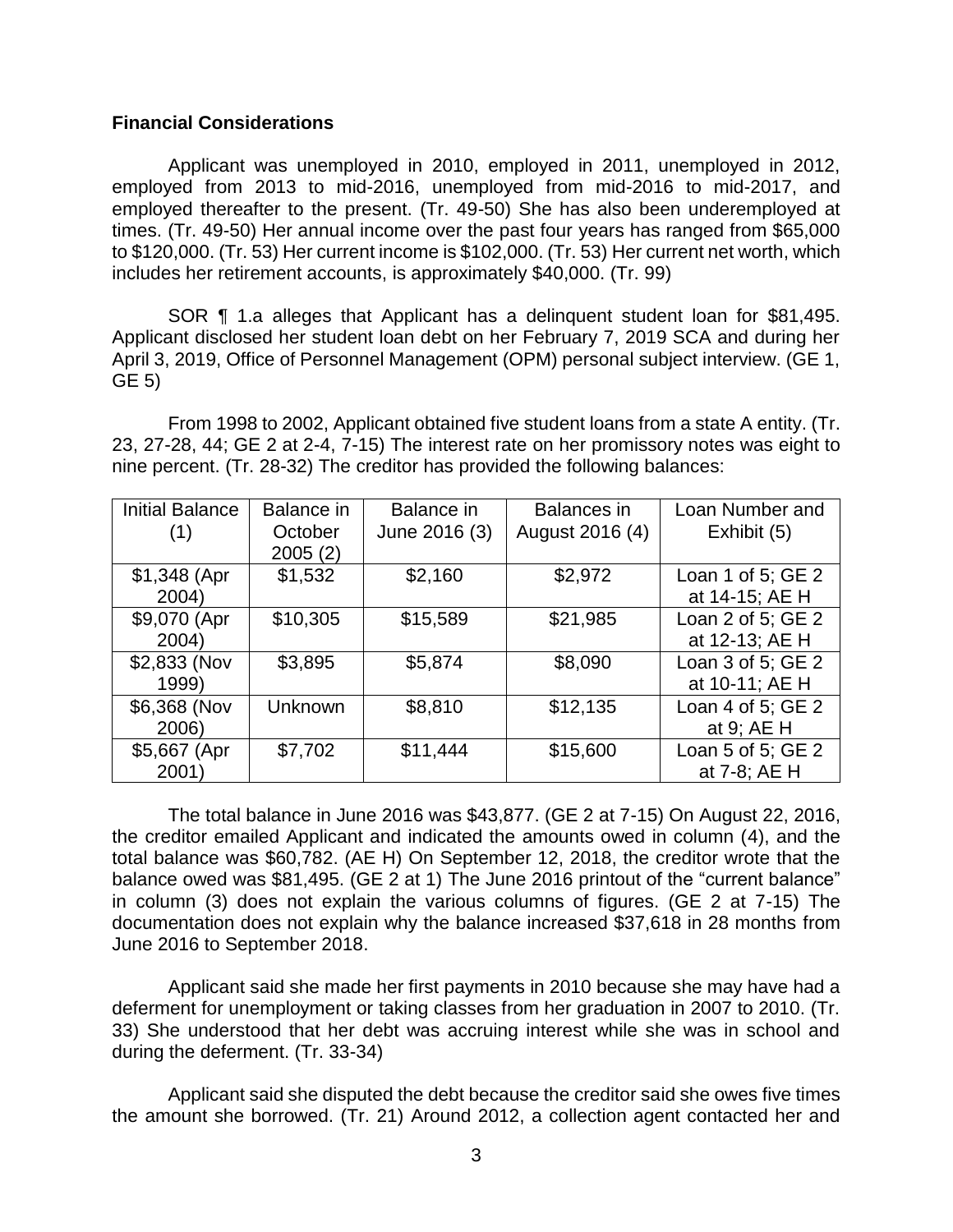## Financial Considerations

Applicant was unemployed in 2010, employed in 2011, unemployed in 2012, employed from 2013 to mid-2016, unemployed from mid-2016 to mid-2017, and employed thereafter to the present. (Tr. 49-50) She has also been underemployed at times. (Tr. 49-50) Her annual income over the past four years has ranged from $65,000 to $120,000. (Tr. 53) Her current income is $102,000. (Tr. 53) Her current net worth, which includes her retirement accounts, is approximately $40,000. (Tr. 99)

SOR ¶ 1.a alleges that Applicant has a delinquent student loan for $81,495. Applicant disclosed her student loan debt on her February 7, 2019 SCA and during her April 3, 2019, Office of Personnel Management (OPM) personal subject interview. (GE 1, GE 5)

From 1998 to 2002, Applicant obtained five student loans from a state A entity. (Tr. 23, 27-28, 44; GE 2 at 2-4, 7-15) The interest rate on her promissory notes was eight to nine percent. (Tr. 28-32) The creditor has provided the following balances:

| Initial Balance (1) | Balance in October 2005 (2) | Balance in June 2016 (3) | Balances in August 2016 (4) | Loan Number and Exhibit (5) |
|---|---|---|---|---|
| $1,348 (Apr 2004) | $1,532 | $2,160 | $2,972 | Loan 1 of 5; GE 2 at 14-15; AE H |
| $9,070 (Apr 2004) | $10,305 | $15,589 | $21,985 | Loan 2 of 5; GE 2 at 12-13; AE H |
| $2,833 (Nov 1999) | $3,895 | $5,874 | $8,090 | Loan 3 of 5; GE 2 at 10-11; AE H |
| $6,368 (Nov 2006) | Unknown | $8,810 | $12,135 | Loan 4 of 5; GE 2 at 9; AE H |
| $5,667 (Apr 2001) | $7,702 | $11,444 | $15,600 | Loan 5 of 5; GE 2 at 7-8; AE H |

The total balance in June 2016 was $43,877. (GE 2 at 7-15) On August 22, 2016, the creditor emailed Applicant and indicated the amounts owed in column (4), and the total balance was $60,782. (AE H) On September 12, 2018, the creditor wrote that the balance owed was $81,495. (GE 2 at 1) The June 2016 printout of the "current balance" in column (3) does not explain the various columns of figures. (GE 2 at 7-15) The documentation does not explain why the balance increased $37,618 in 28 months from June 2016 to September 2018.

Applicant said she made her first payments in 2010 because she may have had a deferment for unemployment or taking classes from her graduation in 2007 to 2010. (Tr. 33) She understood that her debt was accruing interest while she was in school and during the deferment. (Tr. 33-34)

Applicant said she disputed the debt because the creditor said she owes five times the amount she borrowed. (Tr. 21) Around 2012, a collection agent contacted her and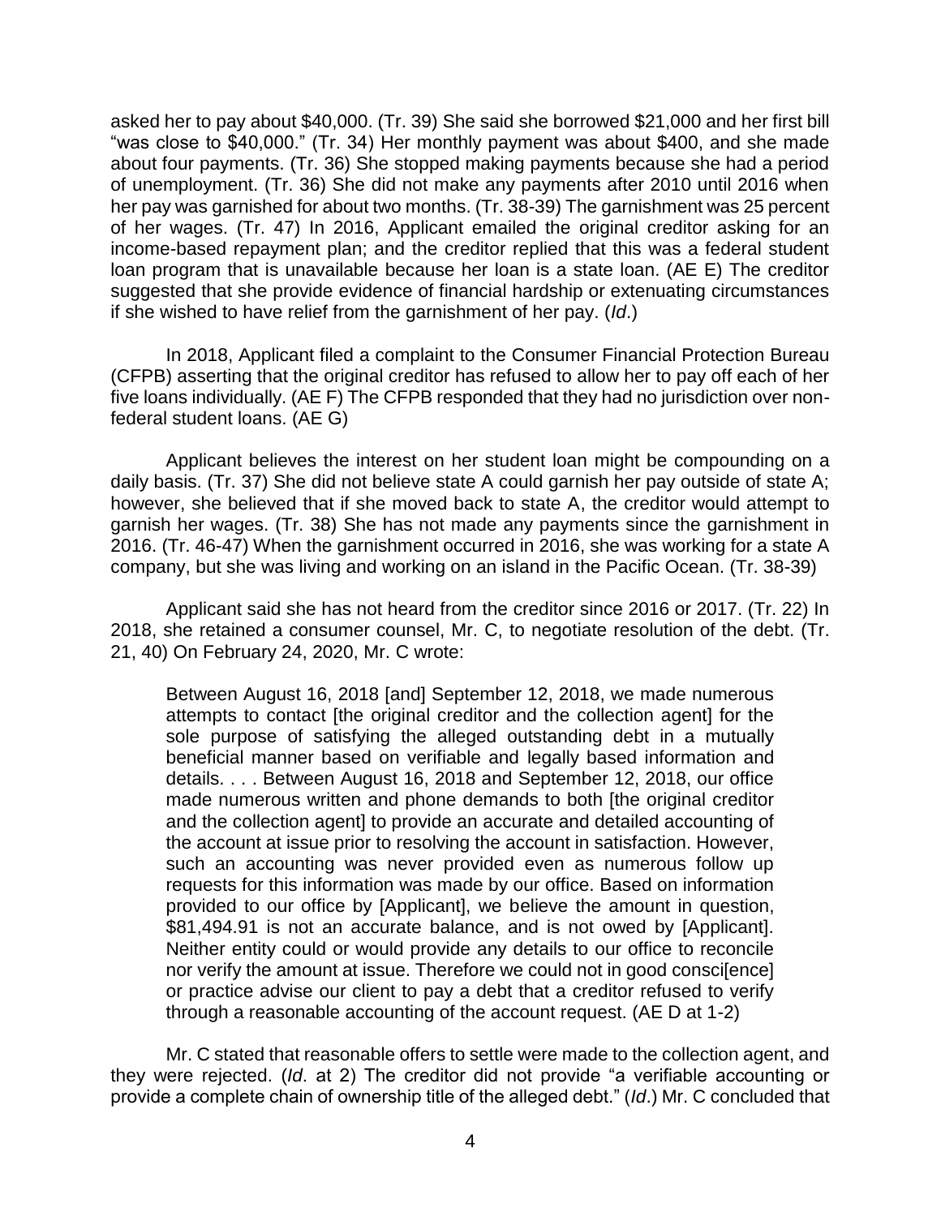asked her to pay about $40,000. (Tr. 39) She said she borrowed $21,000 and her first bill "was close to $40,000." (Tr. 34) Her monthly payment was about $400, and she made about four payments. (Tr. 36) She stopped making payments because she had a period of unemployment. (Tr. 36) She did not make any payments after 2010 until 2016 when her pay was garnished for about two months. (Tr. 38-39) The garnishment was 25 percent of her wages. (Tr. 47) In 2016, Applicant emailed the original creditor asking for an income-based repayment plan; and the creditor replied that this was a federal student loan program that is unavailable because her loan is a state loan. (AE E) The creditor suggested that she provide evidence of financial hardship or extenuating circumstances if she wished to have relief from the garnishment of her pay. (*Id*.)

In 2018, Applicant filed a complaint to the Consumer Financial Protection Bureau (CFPB) asserting that the original creditor has refused to allow her to pay off each of her five loans individually. (AE F) The CFPB responded that they had no jurisdiction over non-federal student loans. (AE G)

Applicant believes the interest on her student loan might be compounding on a daily basis. (Tr. 37) She did not believe state A could garnish her pay outside of state A; however, she believed that if she moved back to state A, the creditor would attempt to garnish her wages. (Tr. 38) She has not made any payments since the garnishment in 2016. (Tr. 46-47) When the garnishment occurred in 2016, she was working for a state A company, but she was living and working on an island in the Pacific Ocean. (Tr. 38-39)

Applicant said she has not heard from the creditor since 2016 or 2017. (Tr. 22) In 2018, she retained a consumer counsel, Mr. C, to negotiate resolution of the debt. (Tr. 21, 40) On February 24, 2020, Mr. C wrote:

> Between August 16, 2018 [and] September 12, 2018, we made numerous attempts to contact [the original creditor and the collection agent] for the sole purpose of satisfying the alleged outstanding debt in a mutually beneficial manner based on verifiable and legally based information and details. . . . Between August 16, 2018 and September 12, 2018, our office made numerous written and phone demands to both [the original creditor and the collection agent] to provide an accurate and detailed accounting of the account at issue prior to resolving the account in satisfaction. However, such an accounting was never provided even as numerous follow up requests for this information was made by our office. Based on information provided to our office by [Applicant], we believe the amount in question, $81,494.91 is not an accurate balance, and is not owed by [Applicant]. Neither entity could or would provide any details to our office to reconcile nor verify the amount at issue. Therefore we could not in good consci[ence] or practice advise our client to pay a debt that a creditor refused to verify through a reasonable accounting of the account request. (AE D at 1-2)

Mr. C stated that reasonable offers to settle were made to the collection agent, and they were rejected. (*Id*. at 2) The creditor did not provide "a verifiable accounting or provide a complete chain of ownership title of the alleged debt." (*Id*.) Mr. C concluded that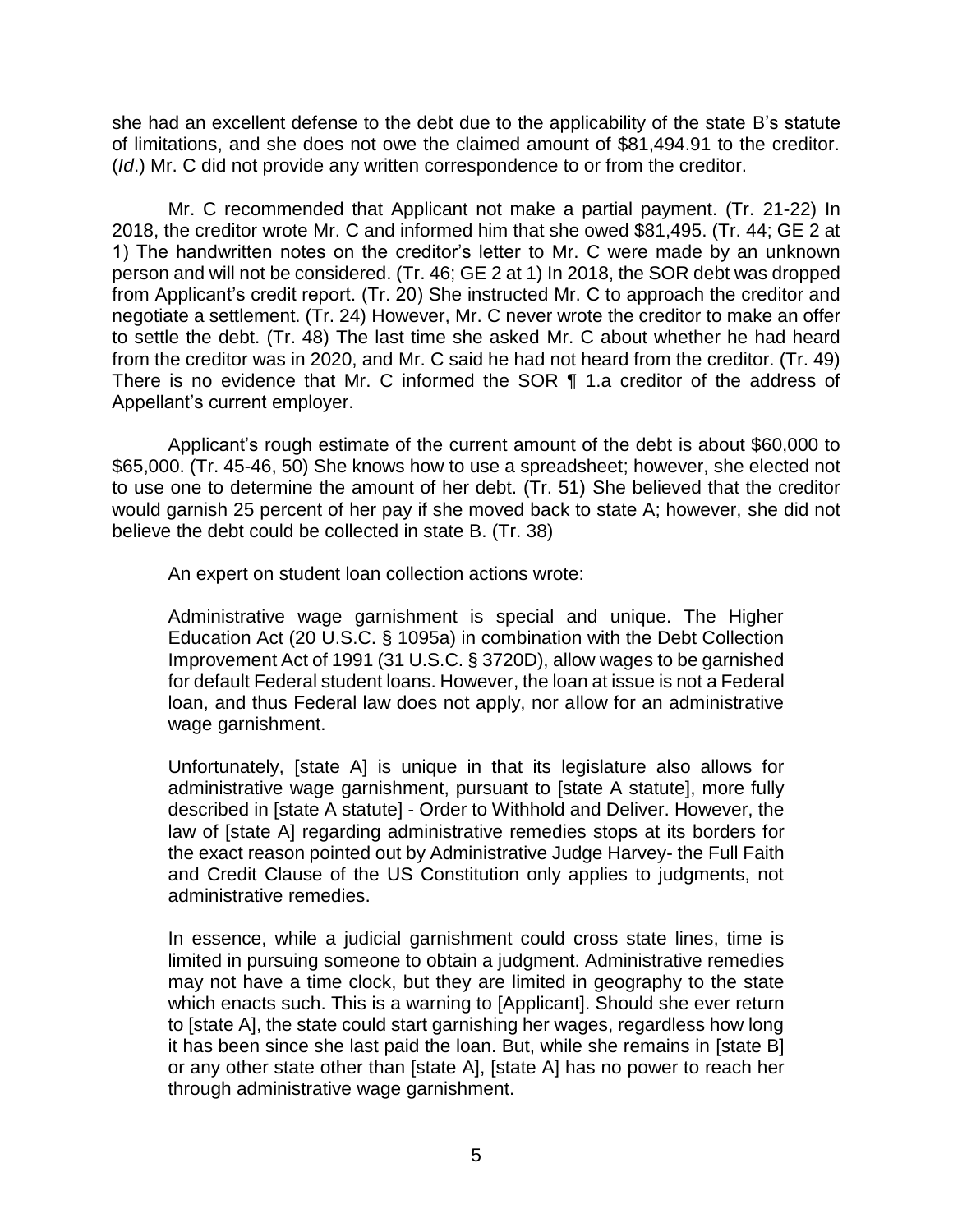she had an excellent defense to the debt due to the applicability of the state B's statute of limitations, and she does not owe the claimed amount of $81,494.91 to the creditor. (*Id*.) Mr. C did not provide any written correspondence to or from the creditor.

Mr. C recommended that Applicant not make a partial payment. (Tr. 21-22) In 2018, the creditor wrote Mr. C and informed him that she owed $81,495. (Tr. 44; GE 2 at 1) The handwritten notes on the creditor's letter to Mr. C were made by an unknown person and will not be considered. (Tr. 46; GE 2 at 1) In 2018, the SOR debt was dropped from Applicant's credit report. (Tr. 20) She instructed Mr. C to approach the creditor and negotiate a settlement. (Tr. 24) However, Mr. C never wrote the creditor to make an offer to settle the debt. (Tr. 48) The last time she asked Mr. C about whether he had heard from the creditor was in 2020, and Mr. C said he had not heard from the creditor. (Tr. 49) There is no evidence that Mr. C informed the SOR ¶ 1.a creditor of the address of Appellant's current employer.

Applicant's rough estimate of the current amount of the debt is about $60,000 to $65,000. (Tr. 45-46, 50) She knows how to use a spreadsheet; however, she elected not to use one to determine the amount of her debt. (Tr. 51) She believed that the creditor would garnish 25 percent of her pay if she moved back to state A; however, she did not believe the debt could be collected in state B. (Tr. 38)

An expert on student loan collection actions wrote:

> Administrative wage garnishment is special and unique. The Higher Education Act (20 U.S.C. § 1095a) in combination with the Debt Collection Improvement Act of 1991 (31 U.S.C. § 3720D), allow wages to be garnished for default Federal student loans. However, the loan at issue is not a Federal loan, and thus Federal law does not apply, nor allow for an administrative wage garnishment.
>
> Unfortunately, [state A] is unique in that its legislature also allows for administrative wage garnishment, pursuant to [state A statute], more fully described in [state A statute] - Order to Withhold and Deliver. However, the law of [state A] regarding administrative remedies stops at its borders for the exact reason pointed out by Administrative Judge Harvey- the Full Faith and Credit Clause of the US Constitution only applies to judgments, not administrative remedies.
>
> In essence, while a judicial garnishment could cross state lines, time is limited in pursuing someone to obtain a judgment. Administrative remedies may not have a time clock, but they are limited in geography to the state which enacts such. This is a warning to [Applicant]. Should she ever return to [state A], the state could start garnishing her wages, regardless how long it has been since she last paid the loan. But, while she remains in [state B] or any other state other than [state A], [state A] has no power to reach her through administrative wage garnishment.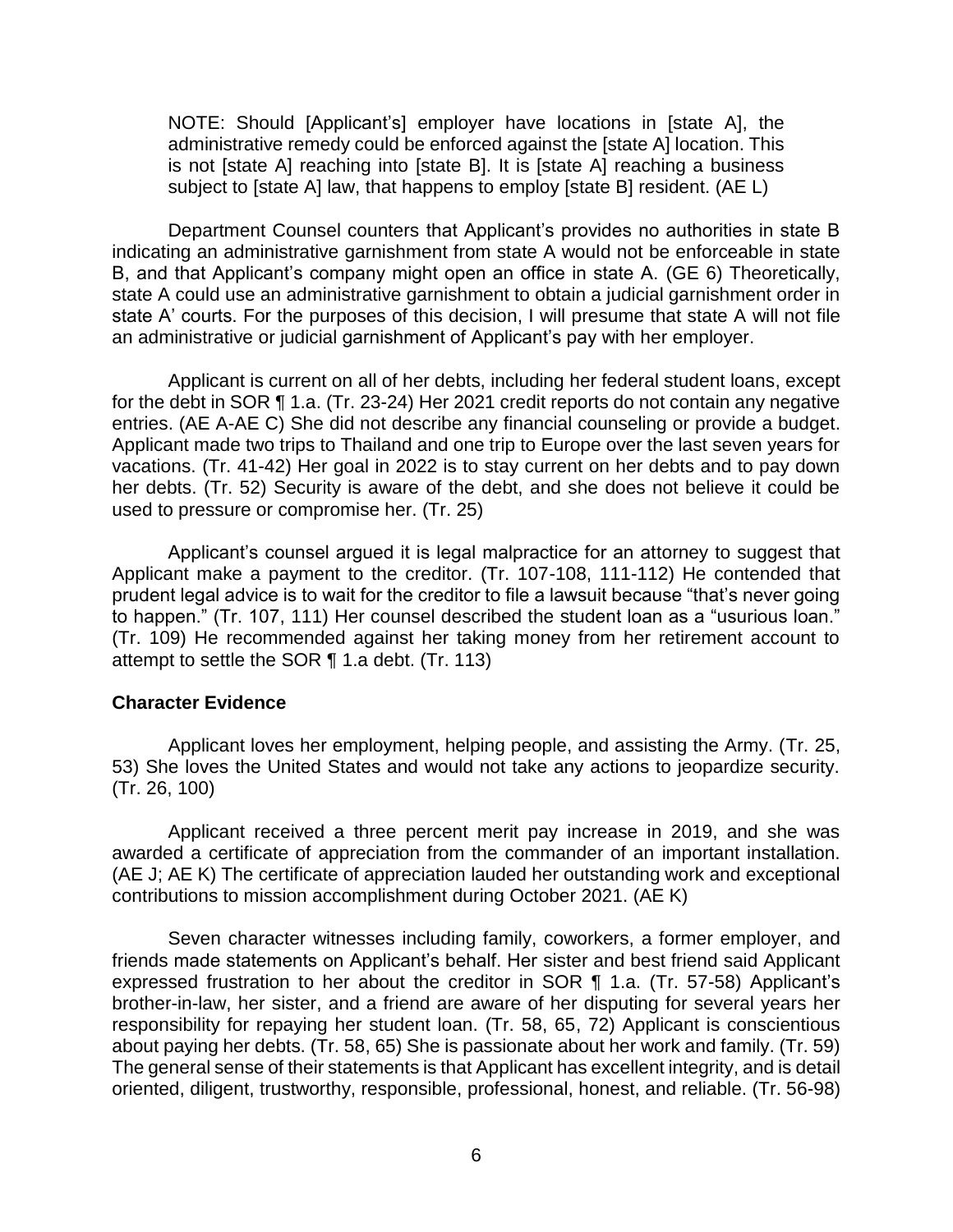NOTE: Should [Applicant's] employer have locations in [state A], the administrative remedy could be enforced against the [state A] location. This is not [state A] reaching into [state B]. It is [state A] reaching a business subject to [state A] law, that happens to employ [state B] resident. (AE L)

Department Counsel counters that Applicant's provides no authorities in state B indicating an administrative garnishment from state A would not be enforceable in state B, and that Applicant's company might open an office in state A. (GE 6) Theoretically, state A could use an administrative garnishment to obtain a judicial garnishment order in state A' courts. For the purposes of this decision, I will presume that state A will not file an administrative or judicial garnishment of Applicant's pay with her employer.

Applicant is current on all of her debts, including her federal student loans, except for the debt in SOR ¶ 1.a. (Tr. 23-24) Her 2021 credit reports do not contain any negative entries. (AE A-AE C) She did not describe any financial counseling or provide a budget. Applicant made two trips to Thailand and one trip to Europe over the last seven years for vacations. (Tr. 41-42) Her goal in 2022 is to stay current on her debts and to pay down her debts. (Tr. 52) Security is aware of the debt, and she does not believe it could be used to pressure or compromise her. (Tr. 25)

Applicant's counsel argued it is legal malpractice for an attorney to suggest that Applicant make a payment to the creditor. (Tr. 107-108, 111-112) He contended that prudent legal advice is to wait for the creditor to file a lawsuit because "that's never going to happen." (Tr. 107, 111) Her counsel described the student loan as a "usurious loan." (Tr. 109) He recommended against her taking money from her retirement account to attempt to settle the SOR ¶ 1.a debt. (Tr. 113)

### Character Evidence

Applicant loves her employment, helping people, and assisting the Army. (Tr. 25, 53) She loves the United States and would not take any actions to jeopardize security. (Tr. 26, 100)

Applicant received a three percent merit pay increase in 2019, and she was awarded a certificate of appreciation from the commander of an important installation. (AE J; AE K) The certificate of appreciation lauded her outstanding work and exceptional contributions to mission accomplishment during October 2021. (AE K)

Seven character witnesses including family, coworkers, a former employer, and friends made statements on Applicant's behalf. Her sister and best friend said Applicant expressed frustration to her about the creditor in SOR ¶ 1.a. (Tr. 57-58) Applicant's brother-in-law, her sister, and a friend are aware of her disputing for several years her responsibility for repaying her student loan. (Tr. 58, 65, 72) Applicant is conscientious about paying her debts. (Tr. 58, 65) She is passionate about her work and family. (Tr. 59) The general sense of their statements is that Applicant has excellent integrity, and is detail oriented, diligent, trustworthy, responsible, professional, honest, and reliable. (Tr. 56-98)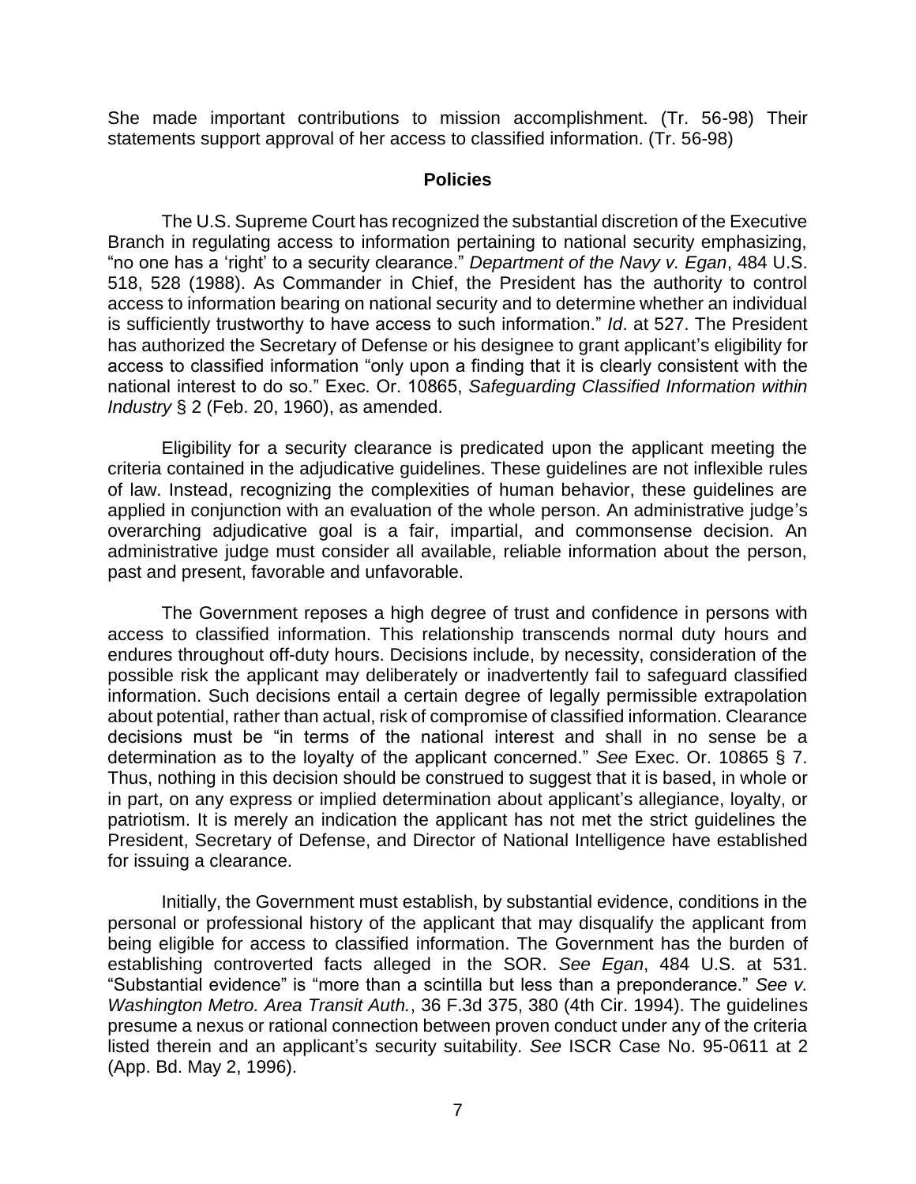She made important contributions to mission accomplishment. (Tr. 56-98) Their statements support approval of her access to classified information. (Tr. 56-98)

## Policies

The U.S. Supreme Court has recognized the substantial discretion of the Executive Branch in regulating access to information pertaining to national security emphasizing, "no one has a 'right' to a security clearance." *Department of the Navy v. Egan*, 484 U.S. 518, 528 (1988). As Commander in Chief, the President has the authority to control access to information bearing on national security and to determine whether an individual is sufficiently trustworthy to have access to such information." *Id*. at 527. The President has authorized the Secretary of Defense or his designee to grant applicant's eligibility for access to classified information "only upon a finding that it is clearly consistent with the national interest to do so." Exec. Or. 10865, *Safeguarding Classified Information within Industry* § 2 (Feb. 20, 1960), as amended.

Eligibility for a security clearance is predicated upon the applicant meeting the criteria contained in the adjudicative guidelines. These guidelines are not inflexible rules of law. Instead, recognizing the complexities of human behavior, these guidelines are applied in conjunction with an evaluation of the whole person. An administrative judge's overarching adjudicative goal is a fair, impartial, and commonsense decision. An administrative judge must consider all available, reliable information about the person, past and present, favorable and unfavorable.

The Government reposes a high degree of trust and confidence in persons with access to classified information. This relationship transcends normal duty hours and endures throughout off-duty hours. Decisions include, by necessity, consideration of the possible risk the applicant may deliberately or inadvertently fail to safeguard classified information. Such decisions entail a certain degree of legally permissible extrapolation about potential, rather than actual, risk of compromise of classified information. Clearance decisions must be "in terms of the national interest and shall in no sense be a determination as to the loyalty of the applicant concerned." *See* Exec. Or. 10865 § 7. Thus, nothing in this decision should be construed to suggest that it is based, in whole or in part, on any express or implied determination about applicant's allegiance, loyalty, or patriotism. It is merely an indication the applicant has not met the strict guidelines the President, Secretary of Defense, and Director of National Intelligence have established for issuing a clearance.

Initially, the Government must establish, by substantial evidence, conditions in the personal or professional history of the applicant that may disqualify the applicant from being eligible for access to classified information. The Government has the burden of establishing controverted facts alleged in the SOR. *See Egan*, 484 U.S. at 531. "Substantial evidence" is "more than a scintilla but less than a preponderance." *See v. Washington Metro. Area Transit Auth.*, 36 F.3d 375, 380 (4th Cir. 1994). The guidelines presume a nexus or rational connection between proven conduct under any of the criteria listed therein and an applicant's security suitability. *See* ISCR Case No. 95-0611 at 2 (App. Bd. May 2, 1996).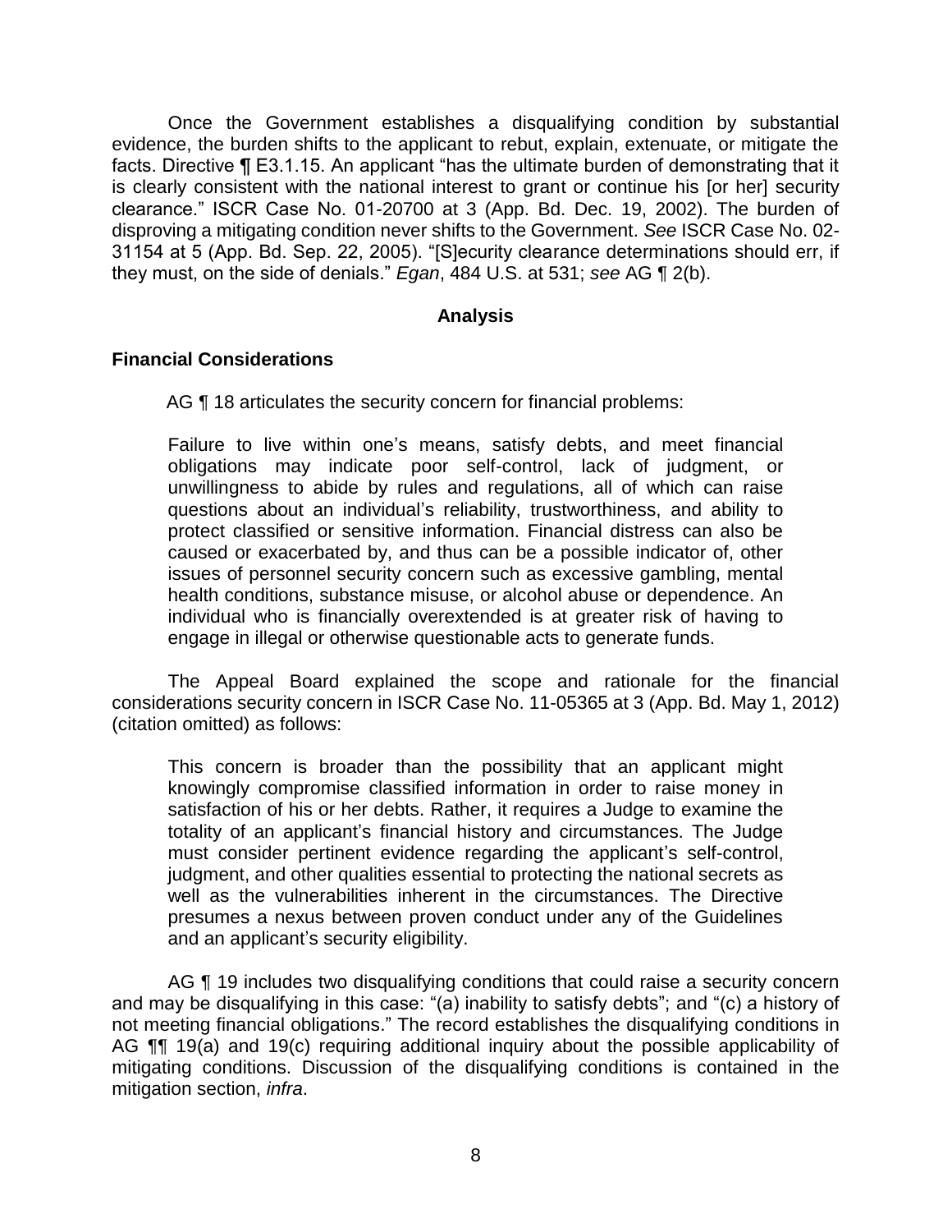Once the Government establishes a disqualifying condition by substantial evidence, the burden shifts to the applicant to rebut, explain, extenuate, or mitigate the facts. Directive ¶ E3.1.15. An applicant "has the ultimate burden of demonstrating that it is clearly consistent with the national interest to grant or continue his [or her] security clearance." ISCR Case No. 01-20700 at 3 (App. Bd. Dec. 19, 2002). The burden of disproving a mitigating condition never shifts to the Government. *See* ISCR Case No. 02-31154 at 5 (App. Bd. Sep. 22, 2005). "[S]ecurity clearance determinations should err, if they must, on the side of denials." *Egan*, 484 U.S. at 531; *see* AG ¶ 2(b).

## Analysis

### Financial Considerations

AG ¶ 18 articulates the security concern for financial problems:

> Failure to live within one's means, satisfy debts, and meet financial obligations may indicate poor self-control, lack of judgment, or unwillingness to abide by rules and regulations, all of which can raise questions about an individual's reliability, trustworthiness, and ability to protect classified or sensitive information. Financial distress can also be caused or exacerbated by, and thus can be a possible indicator of, other issues of personnel security concern such as excessive gambling, mental health conditions, substance misuse, or alcohol abuse or dependence. An individual who is financially overextended is at greater risk of having to engage in illegal or otherwise questionable acts to generate funds.

The Appeal Board explained the scope and rationale for the financial considerations security concern in ISCR Case No. 11-05365 at 3 (App. Bd. May 1, 2012) (citation omitted) as follows:

> This concern is broader than the possibility that an applicant might knowingly compromise classified information in order to raise money in satisfaction of his or her debts. Rather, it requires a Judge to examine the totality of an applicant's financial history and circumstances. The Judge must consider pertinent evidence regarding the applicant's self-control, judgment, and other qualities essential to protecting the national secrets as well as the vulnerabilities inherent in the circumstances. The Directive presumes a nexus between proven conduct under any of the Guidelines and an applicant's security eligibility.

AG ¶ 19 includes two disqualifying conditions that could raise a security concern and may be disqualifying in this case: "(a) inability to satisfy debts"; and "(c) a history of not meeting financial obligations." The record establishes the disqualifying conditions in AG ¶¶ 19(a) and 19(c) requiring additional inquiry about the possible applicability of mitigating conditions. Discussion of the disqualifying conditions is contained in the mitigation section, *infra*.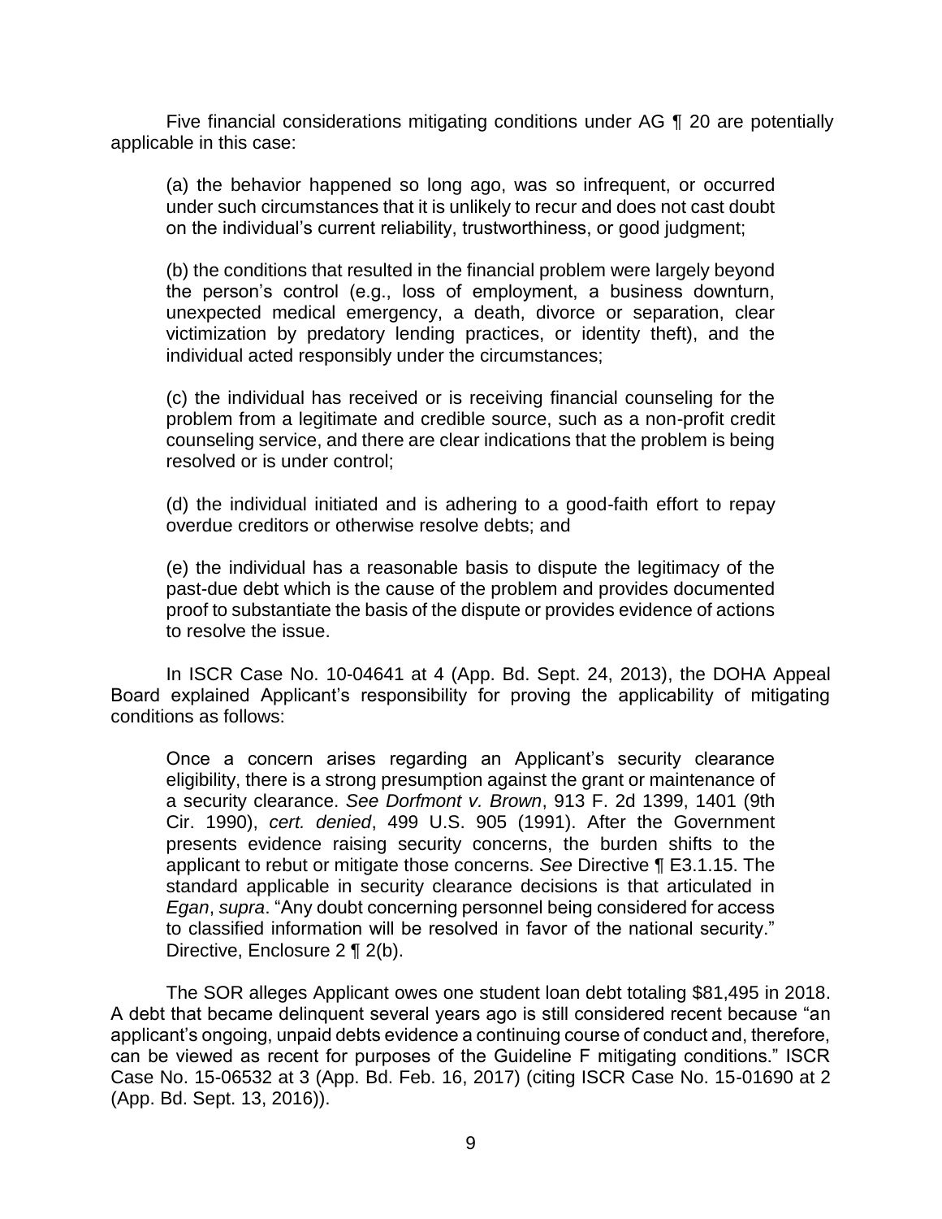Five financial considerations mitigating conditions under AG ¶ 20 are potentially applicable in this case:

> (a) the behavior happened so long ago, was so infrequent, or occurred under such circumstances that it is unlikely to recur and does not cast doubt on the individual's current reliability, trustworthiness, or good judgment;
>
> (b) the conditions that resulted in the financial problem were largely beyond the person's control (e.g., loss of employment, a business downturn, unexpected medical emergency, a death, divorce or separation, clear victimization by predatory lending practices, or identity theft), and the individual acted responsibly under the circumstances;
>
> (c) the individual has received or is receiving financial counseling for the problem from a legitimate and credible source, such as a non-profit credit counseling service, and there are clear indications that the problem is being resolved or is under control;
>
> (d) the individual initiated and is adhering to a good-faith effort to repay overdue creditors or otherwise resolve debts; and
>
> (e) the individual has a reasonable basis to dispute the legitimacy of the past-due debt which is the cause of the problem and provides documented proof to substantiate the basis of the dispute or provides evidence of actions to resolve the issue.

In ISCR Case No. 10-04641 at 4 (App. Bd. Sept. 24, 2013), the DOHA Appeal Board explained Applicant's responsibility for proving the applicability of mitigating conditions as follows:

> Once a concern arises regarding an Applicant's security clearance eligibility, there is a strong presumption against the grant or maintenance of a security clearance. *See Dorfmont v. Brown*, 913 F. 2d 1399, 1401 (9th Cir. 1990), *cert. denied*, 499 U.S. 905 (1991). After the Government presents evidence raising security concerns, the burden shifts to the applicant to rebut or mitigate those concerns. *See* Directive ¶ E3.1.15. The standard applicable in security clearance decisions is that articulated in *Egan*, *supra*. "Any doubt concerning personnel being considered for access to classified information will be resolved in favor of the national security." Directive, Enclosure 2 ¶ 2(b).

The SOR alleges Applicant owes one student loan debt totaling $81,495 in 2018. A debt that became delinquent several years ago is still considered recent because "an applicant's ongoing, unpaid debts evidence a continuing course of conduct and, therefore, can be viewed as recent for purposes of the Guideline F mitigating conditions." ISCR Case No. 15-06532 at 3 (App. Bd. Feb. 16, 2017) (citing ISCR Case No. 15-01690 at 2 (App. Bd. Sept. 13, 2016)).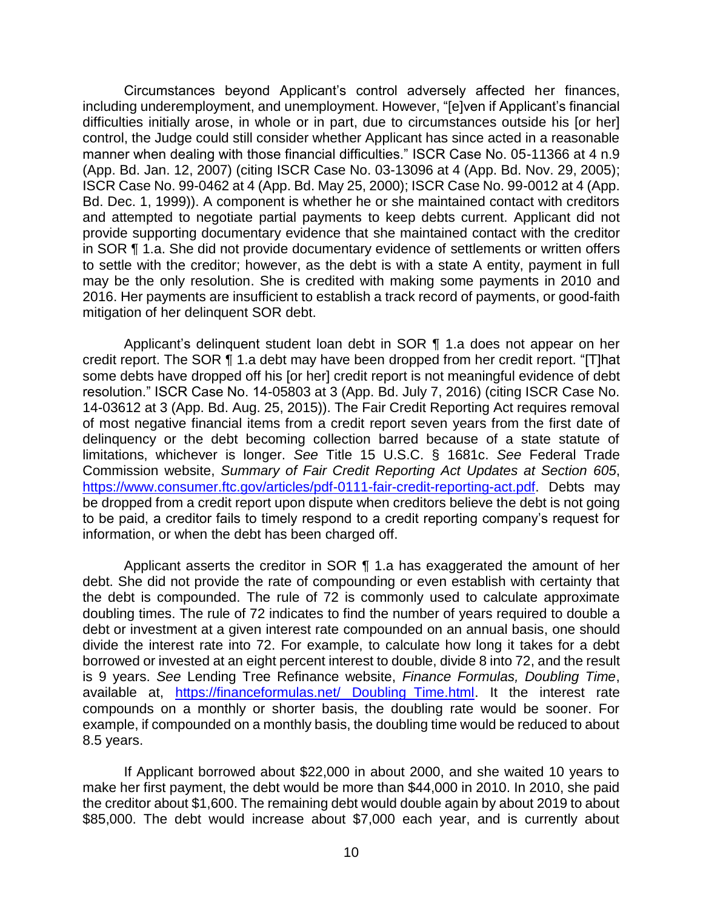Circumstances beyond Applicant's control adversely affected her finances, including underemployment, and unemployment. However, "[e]ven if Applicant's financial difficulties initially arose, in whole or in part, due to circumstances outside his [or her] control, the Judge could still consider whether Applicant has since acted in a reasonable manner when dealing with those financial difficulties." ISCR Case No. 05-11366 at 4 n.9 (App. Bd. Jan. 12, 2007) (citing ISCR Case No. 03-13096 at 4 (App. Bd. Nov. 29, 2005); ISCR Case No. 99-0462 at 4 (App. Bd. May 25, 2000); ISCR Case No. 99-0012 at 4 (App. Bd. Dec. 1, 1999)). A component is whether he or she maintained contact with creditors and attempted to negotiate partial payments to keep debts current. Applicant did not provide supporting documentary evidence that she maintained contact with the creditor in SOR ¶ 1.a. She did not provide documentary evidence of settlements or written offers to settle with the creditor; however, as the debt is with a state A entity, payment in full may be the only resolution. She is credited with making some payments in 2010 and 2016. Her payments are insufficient to establish a track record of payments, or good-faith mitigation of her delinquent SOR debt.

Applicant's delinquent student loan debt in SOR ¶ 1.a does not appear on her credit report. The SOR ¶ 1.a debt may have been dropped from her credit report. "[T]hat some debts have dropped off his [or her] credit report is not meaningful evidence of debt resolution." ISCR Case No. 14-05803 at 3 (App. Bd. July 7, 2016) (citing ISCR Case No. 14-03612 at 3 (App. Bd. Aug. 25, 2015)). The Fair Credit Reporting Act requires removal of most negative financial items from a credit report seven years from the first date of delinquency or the debt becoming collection barred because of a state statute of limitations, whichever is longer. *See* Title 15 U.S.C. § 1681c. *See* Federal Trade Commission website, *Summary of Fair Credit Reporting Act Updates at Section 605*, https://www.consumer.ftc.gov/articles/pdf-0111-fair-credit-reporting-act.pdf. Debts may be dropped from a credit report upon dispute when creditors believe the debt is not going to be paid, a creditor fails to timely respond to a credit reporting company's request for information, or when the debt has been charged off.

Applicant asserts the creditor in SOR ¶ 1.a has exaggerated the amount of her debt. She did not provide the rate of compounding or even establish with certainty that the debt is compounded. The rule of 72 is commonly used to calculate approximate doubling times. The rule of 72 indicates to find the number of years required to double a debt or investment at a given interest rate compounded on an annual basis, one should divide the interest rate into 72. For example, to calculate how long it takes for a debt borrowed or invested at an eight percent interest to double, divide 8 into 72, and the result is 9 years. *See* Lending Tree Refinance website, *Finance Formulas, Doubling Time*, available at, https://financeformulas.net/ Doubling Time.html. It the interest rate compounds on a monthly or shorter basis, the doubling rate would be sooner. For example, if compounded on a monthly basis, the doubling time would be reduced to about 8.5 years.

If Applicant borrowed about $22,000 in about 2000, and she waited 10 years to make her first payment, the debt would be more than $44,000 in 2010. In 2010, she paid the creditor about $1,600. The remaining debt would double again by about 2019 to about $85,000. The debt would increase about $7,000 each year, and is currently about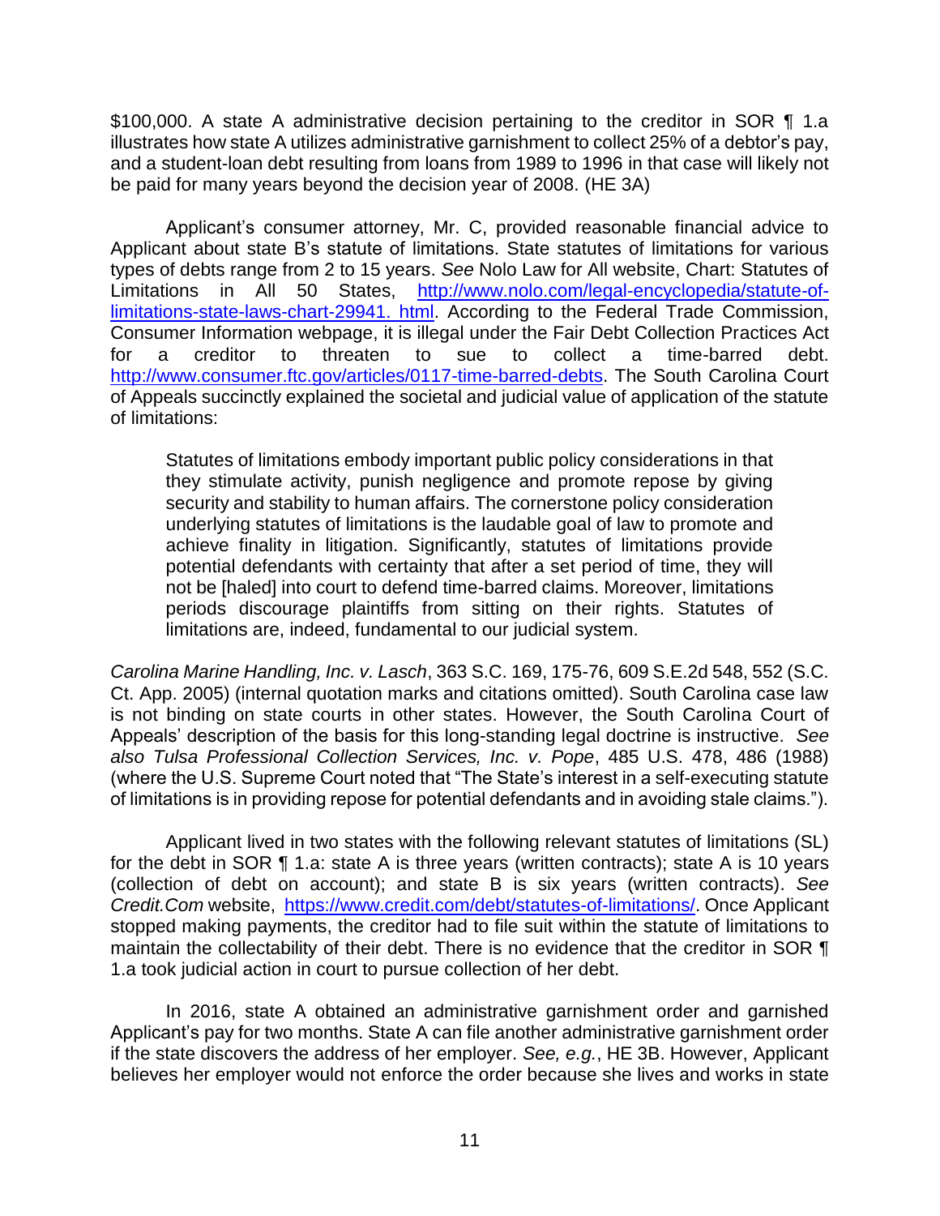$100,000. A state A administrative decision pertaining to the creditor in SOR ¶ 1.a illustrates how state A utilizes administrative garnishment to collect 25% of a debtor's pay, and a student-loan debt resulting from loans from 1989 to 1996 in that case will likely not be paid for many years beyond the decision year of 2008. (HE 3A)

Applicant's consumer attorney, Mr. C, provided reasonable financial advice to Applicant about state B's statute of limitations. State statutes of limitations for various types of debts range from 2 to 15 years. *See* Nolo Law for All website, Chart: Statutes of Limitations in All 50 States, http://www.nolo.com/legal-encyclopedia/statute-of-limitations-state-laws-chart-29941. html. According to the Federal Trade Commission, Consumer Information webpage, it is illegal under the Fair Debt Collection Practices Act for a creditor to threaten to sue to collect a time-barred debt. http://www.consumer.ftc.gov/articles/0117-time-barred-debts. The South Carolina Court of Appeals succinctly explained the societal and judicial value of application of the statute of limitations:

> Statutes of limitations embody important public policy considerations in that they stimulate activity, punish negligence and promote repose by giving security and stability to human affairs. The cornerstone policy consideration underlying statutes of limitations is the laudable goal of law to promote and achieve finality in litigation. Significantly, statutes of limitations provide potential defendants with certainty that after a set period of time, they will not be [haled] into court to defend time-barred claims. Moreover, limitations periods discourage plaintiffs from sitting on their rights. Statutes of limitations are, indeed, fundamental to our judicial system.

*Carolina Marine Handling, Inc. v. Lasch*, 363 S.C. 169, 175-76, 609 S.E.2d 548, 552 (S.C. Ct. App. 2005) (internal quotation marks and citations omitted). South Carolina case law is not binding on state courts in other states. However, the South Carolina Court of Appeals' description of the basis for this long-standing legal doctrine is instructive. *See also Tulsa Professional Collection Services, Inc. v. Pope*, 485 U.S. 478, 486 (1988) (where the U.S. Supreme Court noted that "The State's interest in a self-executing statute of limitations is in providing repose for potential defendants and in avoiding stale claims.").

Applicant lived in two states with the following relevant statutes of limitations (SL) for the debt in SOR ¶ 1.a: state A is three years (written contracts); state A is 10 years (collection of debt on account); and state B is six years (written contracts). *See Credit.Com* website, https://www.credit.com/debt/statutes-of-limitations/. Once Applicant stopped making payments, the creditor had to file suit within the statute of limitations to maintain the collectability of their debt. There is no evidence that the creditor in SOR ¶ 1.a took judicial action in court to pursue collection of her debt.

In 2016, state A obtained an administrative garnishment order and garnished Applicant's pay for two months. State A can file another administrative garnishment order if the state discovers the address of her employer. *See, e.g.*, HE 3B. However, Applicant believes her employer would not enforce the order because she lives and works in state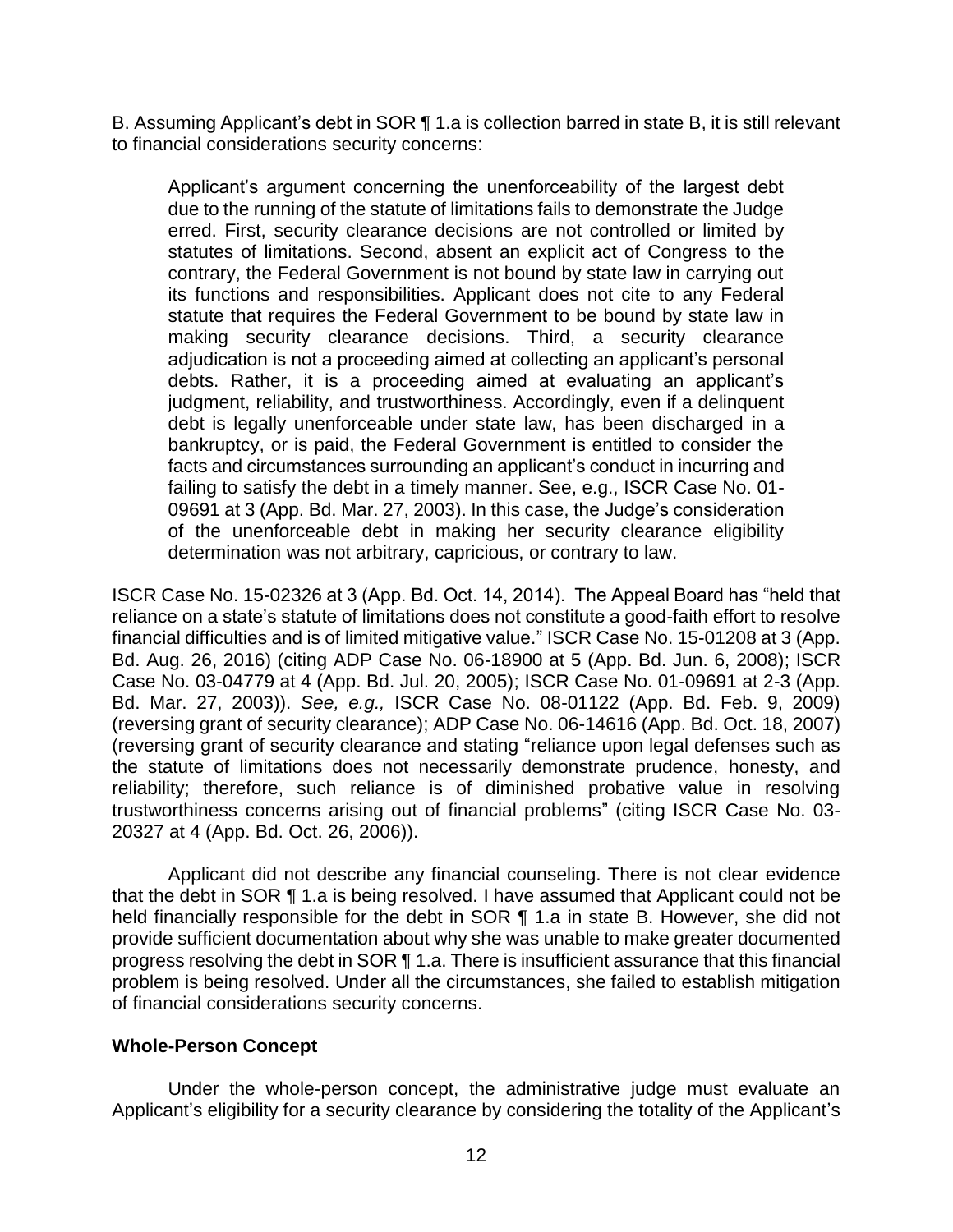B. Assuming Applicant's debt in SOR ¶ 1.a is collection barred in state B, it is still relevant to financial considerations security concerns:

> Applicant's argument concerning the unenforceability of the largest debt due to the running of the statute of limitations fails to demonstrate the Judge erred. First, security clearance decisions are not controlled or limited by statutes of limitations. Second, absent an explicit act of Congress to the contrary, the Federal Government is not bound by state law in carrying out its functions and responsibilities. Applicant does not cite to any Federal statute that requires the Federal Government to be bound by state law in making security clearance decisions. Third, a security clearance adjudication is not a proceeding aimed at collecting an applicant's personal debts. Rather, it is a proceeding aimed at evaluating an applicant's judgment, reliability, and trustworthiness. Accordingly, even if a delinquent debt is legally unenforceable under state law, has been discharged in a bankruptcy, or is paid, the Federal Government is entitled to consider the facts and circumstances surrounding an applicant's conduct in incurring and failing to satisfy the debt in a timely manner. See, e.g., ISCR Case No. 01-09691 at 3 (App. Bd. Mar. 27, 2003). In this case, the Judge's consideration of the unenforceable debt in making her security clearance eligibility determination was not arbitrary, capricious, or contrary to law.

ISCR Case No. 15-02326 at 3 (App. Bd. Oct. 14, 2014). The Appeal Board has "held that reliance on a state's statute of limitations does not constitute a good-faith effort to resolve financial difficulties and is of limited mitigative value." ISCR Case No. 15-01208 at 3 (App. Bd. Aug. 26, 2016) (citing ADP Case No. 06-18900 at 5 (App. Bd. Jun. 6, 2008); ISCR Case No. 03-04779 at 4 (App. Bd. Jul. 20, 2005); ISCR Case No. 01-09691 at 2-3 (App. Bd. Mar. 27, 2003)). *See, e.g.,* ISCR Case No. 08-01122 (App. Bd. Feb. 9, 2009) (reversing grant of security clearance); ADP Case No. 06-14616 (App. Bd. Oct. 18, 2007) (reversing grant of security clearance and stating "reliance upon legal defenses such as the statute of limitations does not necessarily demonstrate prudence, honesty, and reliability; therefore, such reliance is of diminished probative value in resolving trustworthiness concerns arising out of financial problems" (citing ISCR Case No. 03-20327 at 4 (App. Bd. Oct. 26, 2006)).

Applicant did not describe any financial counseling. There is not clear evidence that the debt in SOR ¶ 1.a is being resolved. I have assumed that Applicant could not be held financially responsible for the debt in SOR ¶ 1.a in state B. However, she did not provide sufficient documentation about why she was unable to make greater documented progress resolving the debt in SOR ¶ 1.a. There is insufficient assurance that this financial problem is being resolved. Under all the circumstances, she failed to establish mitigation of financial considerations security concerns.

## Whole-Person Concept

Under the whole-person concept, the administrative judge must evaluate an Applicant's eligibility for a security clearance by considering the totality of the Applicant's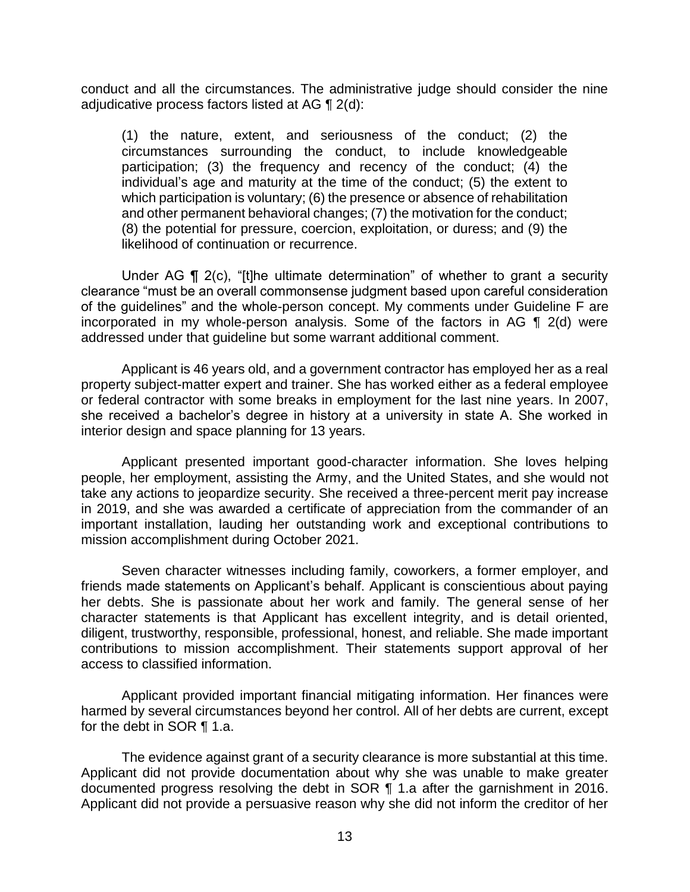conduct and all the circumstances. The administrative judge should consider the nine adjudicative process factors listed at AG ¶ 2(d):

> (1) the nature, extent, and seriousness of the conduct; (2) the circumstances surrounding the conduct, to include knowledgeable participation; (3) the frequency and recency of the conduct; (4) the individual's age and maturity at the time of the conduct; (5) the extent to which participation is voluntary; (6) the presence or absence of rehabilitation and other permanent behavioral changes; (7) the motivation for the conduct; (8) the potential for pressure, coercion, exploitation, or duress; and (9) the likelihood of continuation or recurrence.

Under AG ¶ 2(c), "[t]he ultimate determination" of whether to grant a security clearance "must be an overall commonsense judgment based upon careful consideration of the guidelines" and the whole-person concept. My comments under Guideline F are incorporated in my whole-person analysis. Some of the factors in AG ¶ 2(d) were addressed under that guideline but some warrant additional comment.

Applicant is 46 years old, and a government contractor has employed her as a real property subject-matter expert and trainer. She has worked either as a federal employee or federal contractor with some breaks in employment for the last nine years. In 2007, she received a bachelor's degree in history at a university in state A. She worked in interior design and space planning for 13 years.

Applicant presented important good-character information. She loves helping people, her employment, assisting the Army, and the United States, and she would not take any actions to jeopardize security. She received a three-percent merit pay increase in 2019, and she was awarded a certificate of appreciation from the commander of an important installation, lauding her outstanding work and exceptional contributions to mission accomplishment during October 2021.

Seven character witnesses including family, coworkers, a former employer, and friends made statements on Applicant's behalf. Applicant is conscientious about paying her debts. She is passionate about her work and family. The general sense of her character statements is that Applicant has excellent integrity, and is detail oriented, diligent, trustworthy, responsible, professional, honest, and reliable. She made important contributions to mission accomplishment. Their statements support approval of her access to classified information.

Applicant provided important financial mitigating information. Her finances were harmed by several circumstances beyond her control. All of her debts are current, except for the debt in SOR ¶ 1.a.

The evidence against grant of a security clearance is more substantial at this time. Applicant did not provide documentation about why she was unable to make greater documented progress resolving the debt in SOR ¶ 1.a after the garnishment in 2016. Applicant did not provide a persuasive reason why she did not inform the creditor of her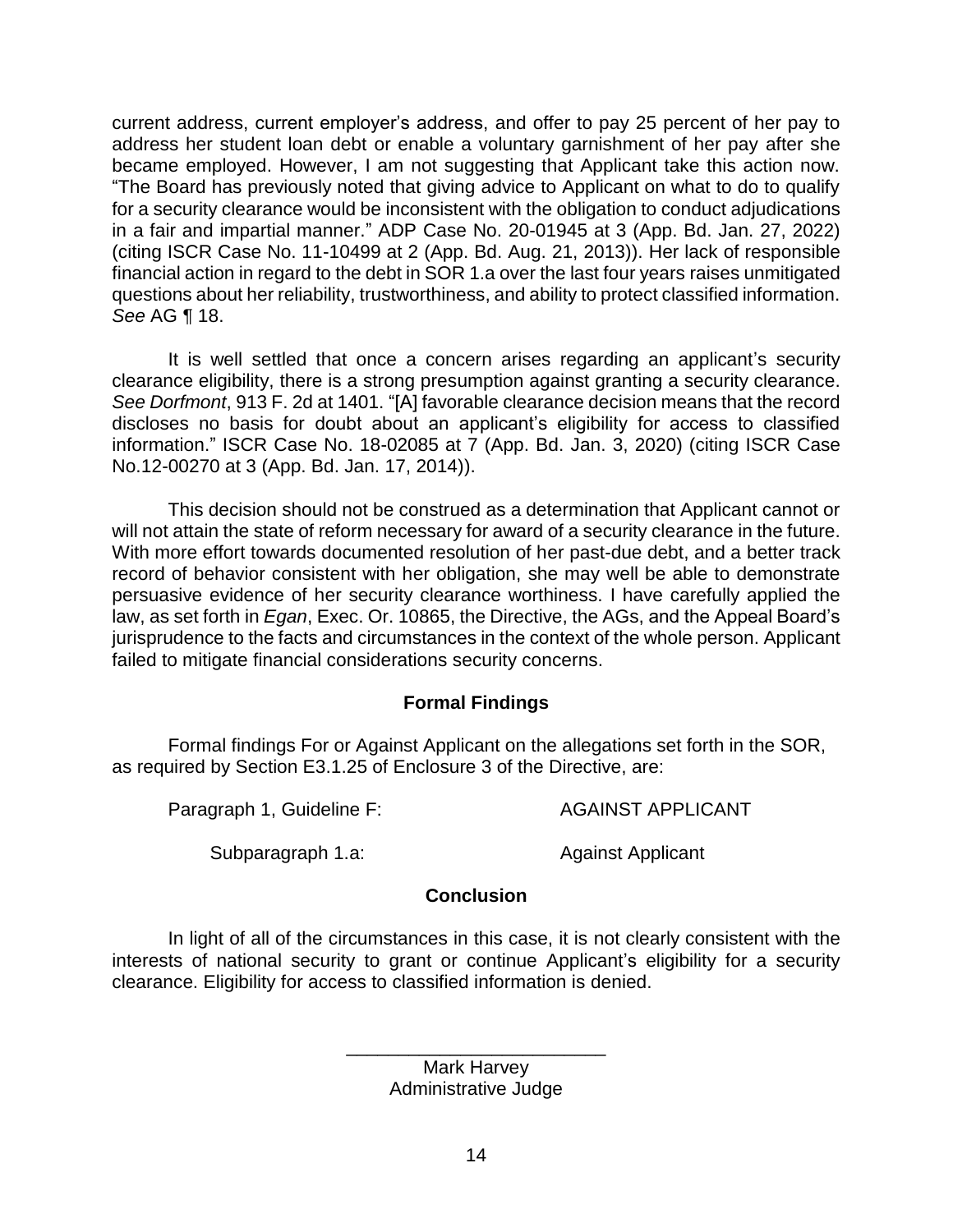current address, current employer's address, and offer to pay 25 percent of her pay to address her student loan debt or enable a voluntary garnishment of her pay after she became employed. However, I am not suggesting that Applicant take this action now. "The Board has previously noted that giving advice to Applicant on what to do to qualify for a security clearance would be inconsistent with the obligation to conduct adjudications in a fair and impartial manner." ADP Case No. 20-01945 at 3 (App. Bd. Jan. 27, 2022) (citing ISCR Case No. 11-10499 at 2 (App. Bd. Aug. 21, 2013)). Her lack of responsible financial action in regard to the debt in SOR 1.a over the last four years raises unmitigated questions about her reliability, trustworthiness, and ability to protect classified information. *See* AG ¶ 18.

It is well settled that once a concern arises regarding an applicant's security clearance eligibility, there is a strong presumption against granting a security clearance. *See Dorfmont*, 913 F. 2d at 1401. "[A] favorable clearance decision means that the record discloses no basis for doubt about an applicant's eligibility for access to classified information." ISCR Case No. 18-02085 at 7 (App. Bd. Jan. 3, 2020) (citing ISCR Case No.12-00270 at 3 (App. Bd. Jan. 17, 2014)).

This decision should not be construed as a determination that Applicant cannot or will not attain the state of reform necessary for award of a security clearance in the future. With more effort towards documented resolution of her past-due debt, and a better track record of behavior consistent with her obligation, she may well be able to demonstrate persuasive evidence of her security clearance worthiness. I have carefully applied the law, as set forth in *Egan*, Exec. Or. 10865, the Directive, the AGs, and the Appeal Board's jurisprudence to the facts and circumstances in the context of the whole person. Applicant failed to mitigate financial considerations security concerns.

## Formal Findings

Formal findings For or Against Applicant on the allegations set forth in the SOR, as required by Section E3.1.25 of Enclosure 3 of the Directive, are:

| | |
|---|---|
| Paragraph 1, Guideline F: | AGAINST APPLICANT |
| Subparagraph 1.a: | Against Applicant |

## Conclusion

In light of all of the circumstances in this case, it is not clearly consistent with the interests of national security to grant or continue Applicant's eligibility for a security clearance. Eligibility for access to classified information is denied.

\_\_\_\_\_\_\_\_\_\_\_\_\_\_\_\_\_\_\_\_\_\_\_\_\_

Mark Harvey
Administrative Judge